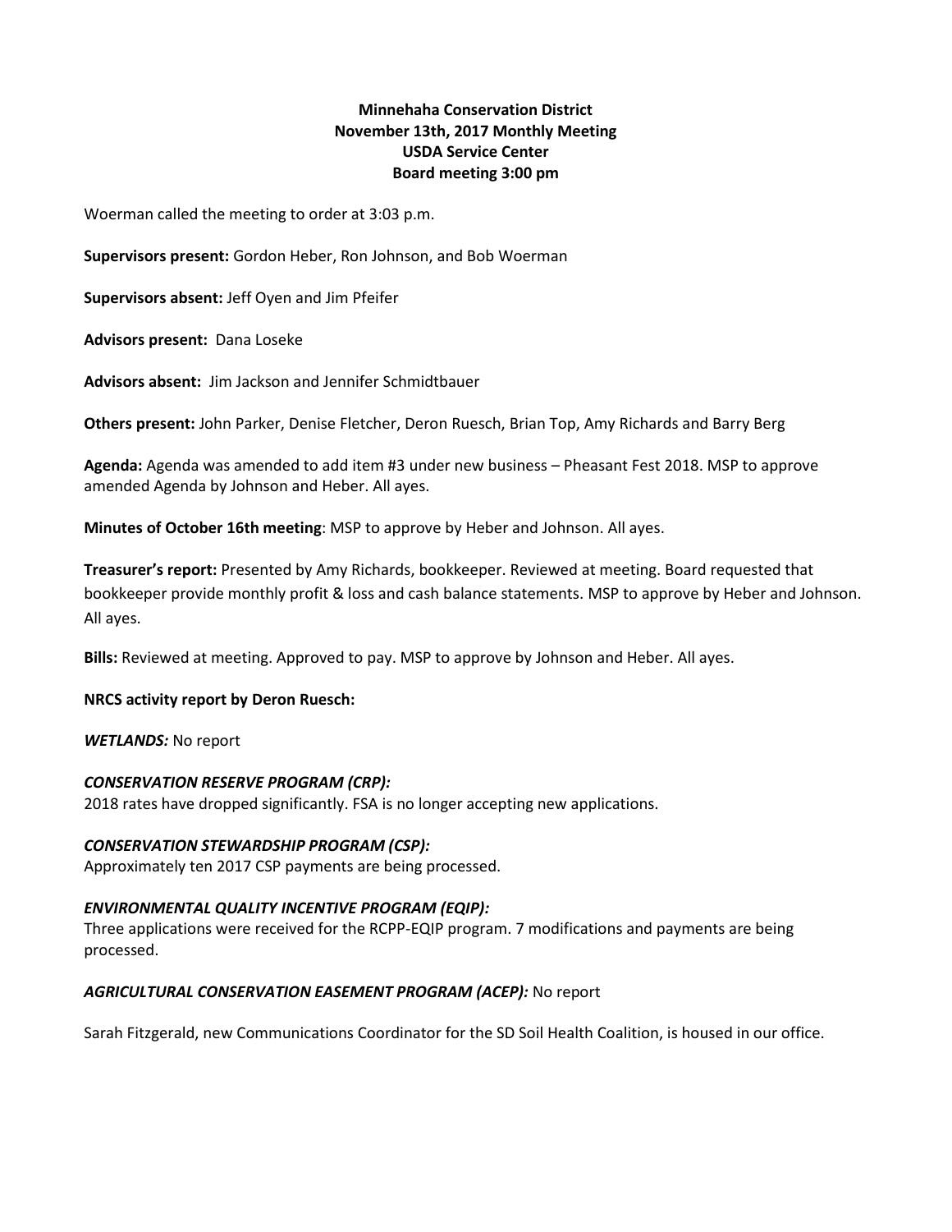**Minnehaha Conservation District**
**November 13th, 2017 Monthly Meeting**
**USDA Service Center**
**Board meeting 3:00 pm**

Woerman called the meeting to order at 3:03 p.m.

**Supervisors present:** Gordon Heber, Ron Johnson, and Bob Woerman

**Supervisors absent:** Jeff Oyen and Jim Pfeifer

**Advisors present:** Dana Loseke

**Advisors absent:** Jim Jackson and Jennifer Schmidtbauer

**Others present:** John Parker, Denise Fletcher, Deron Ruesch, Brian Top, Amy Richards and Barry Berg

**Agenda:** Agenda was amended to add item #3 under new business – Pheasant Fest 2018. MSP to approve amended Agenda by Johnson and Heber. All ayes.

**Minutes of October 16th meeting**: MSP to approve by Heber and Johnson. All ayes.

**Treasurer's report:** Presented by Amy Richards, bookkeeper. Reviewed at meeting. Board requested that bookkeeper provide monthly profit & loss and cash balance statements. MSP to approve by Heber and Johnson. All ayes.

**Bills:** Reviewed at meeting. Approved to pay. MSP to approve by Johnson and Heber. All ayes.

**NRCS activity report by Deron Ruesch:**

***WETLANDS:*** No report

***CONSERVATION RESERVE PROGRAM (CRP):***
2018 rates have dropped significantly. FSA is no longer accepting new applications.

***CONSERVATION STEWARDSHIP PROGRAM (CSP):***
Approximately ten 2017 CSP payments are being processed.

***ENVIRONMENTAL QUALITY INCENTIVE PROGRAM (EQIP):***
Three applications were received for the RCPP-EQIP program. 7 modifications and payments are being processed.

***AGRICULTURAL CONSERVATION EASEMENT PROGRAM (ACEP):*** No report

Sarah Fitzgerald, new Communications Coordinator for the SD Soil Health Coalition, is housed in our office.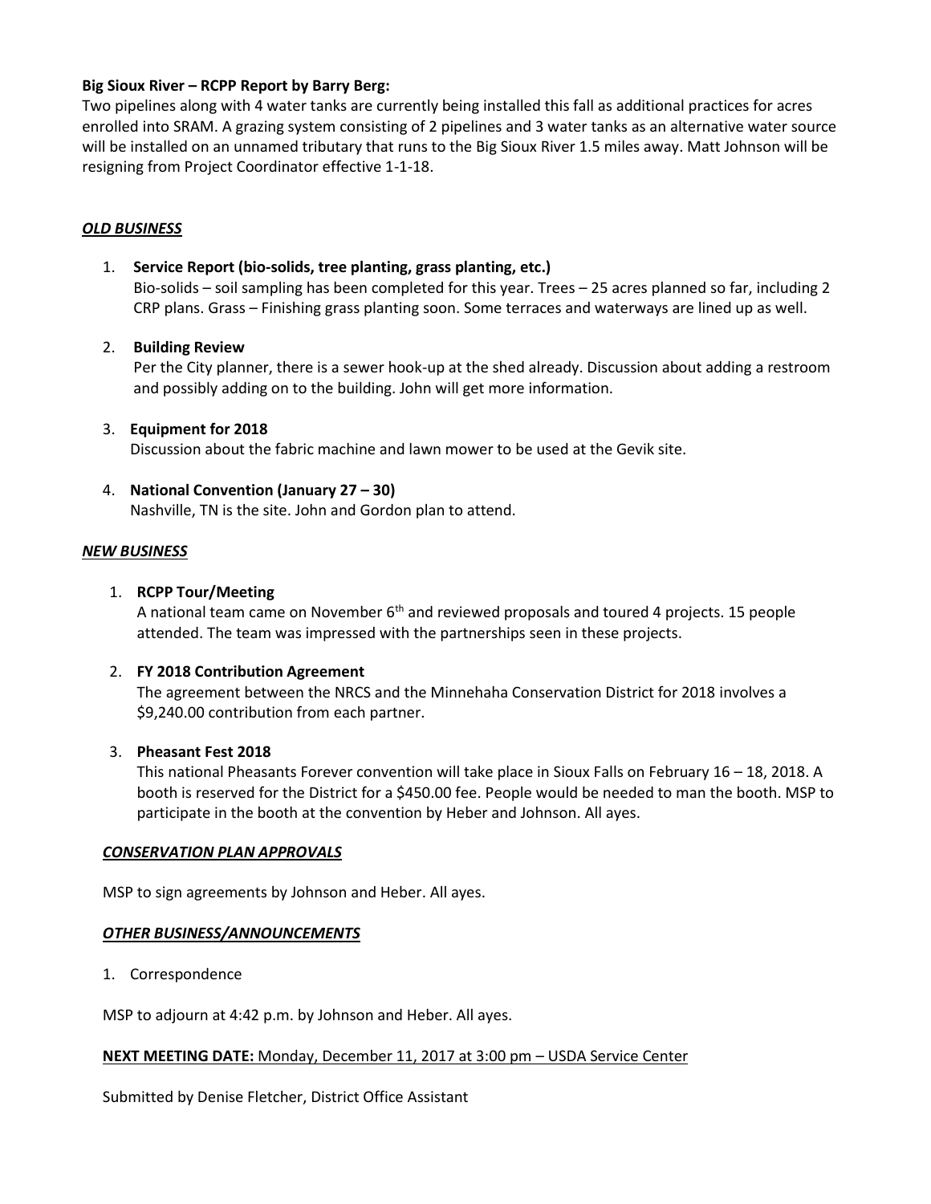**Big Sioux River – RCPP Report by Barry Berg:**
Two pipelines along with 4 water tanks are currently being installed this fall as additional practices for acres enrolled into SRAM. A grazing system consisting of 2 pipelines and 3 water tanks as an alternative water source will be installed on an unnamed tributary that runs to the Big Sioux River 1.5 miles away. Matt Johnson will be resigning from Project Coordinator effective 1-1-18.

***OLD BUSINESS***

1. **Service Report (bio-solids, tree planting, grass planting, etc.)**
   Bio-solids – soil sampling has been completed for this year. Trees – 25 acres planned so far, including 2 CRP plans. Grass – Finishing grass planting soon. Some terraces and waterways are lined up as well.

2. **Building Review**
   Per the City planner, there is a sewer hook-up at the shed already. Discussion about adding a restroom and possibly adding on to the building. John will get more information.

3. **Equipment for 2018**
   Discussion about the fabric machine and lawn mower to be used at the Gevik site.

4. **National Convention (January 27 – 30)**
   Nashville, TN is the site. John and Gordon plan to attend.

***NEW BUSINESS***

1. **RCPP Tour/Meeting**
   A national team came on November 6th and reviewed proposals and toured 4 projects. 15 people attended. The team was impressed with the partnerships seen in these projects.

2. **FY 2018 Contribution Agreement**
   The agreement between the NRCS and the Minnehaha Conservation District for 2018 involves a $9,240.00 contribution from each partner.

3. **Pheasant Fest 2018**
   This national Pheasants Forever convention will take place in Sioux Falls on February 16 – 18, 2018. A booth is reserved for the District for a $450.00 fee. People would be needed to man the booth. MSP to participate in the booth at the convention by Heber and Johnson. All ayes.

***CONSERVATION PLAN APPROVALS***

MSP to sign agreements by Johnson and Heber. All ayes.

***OTHER BUSINESS/ANNOUNCEMENTS***

1. Correspondence

MSP to adjourn at 4:42 p.m. by Johnson and Heber. All ayes.

**NEXT MEETING DATE:** Monday, December 11, 2017 at 3:00 pm – USDA Service Center

Submitted by Denise Fletcher, District Office Assistant